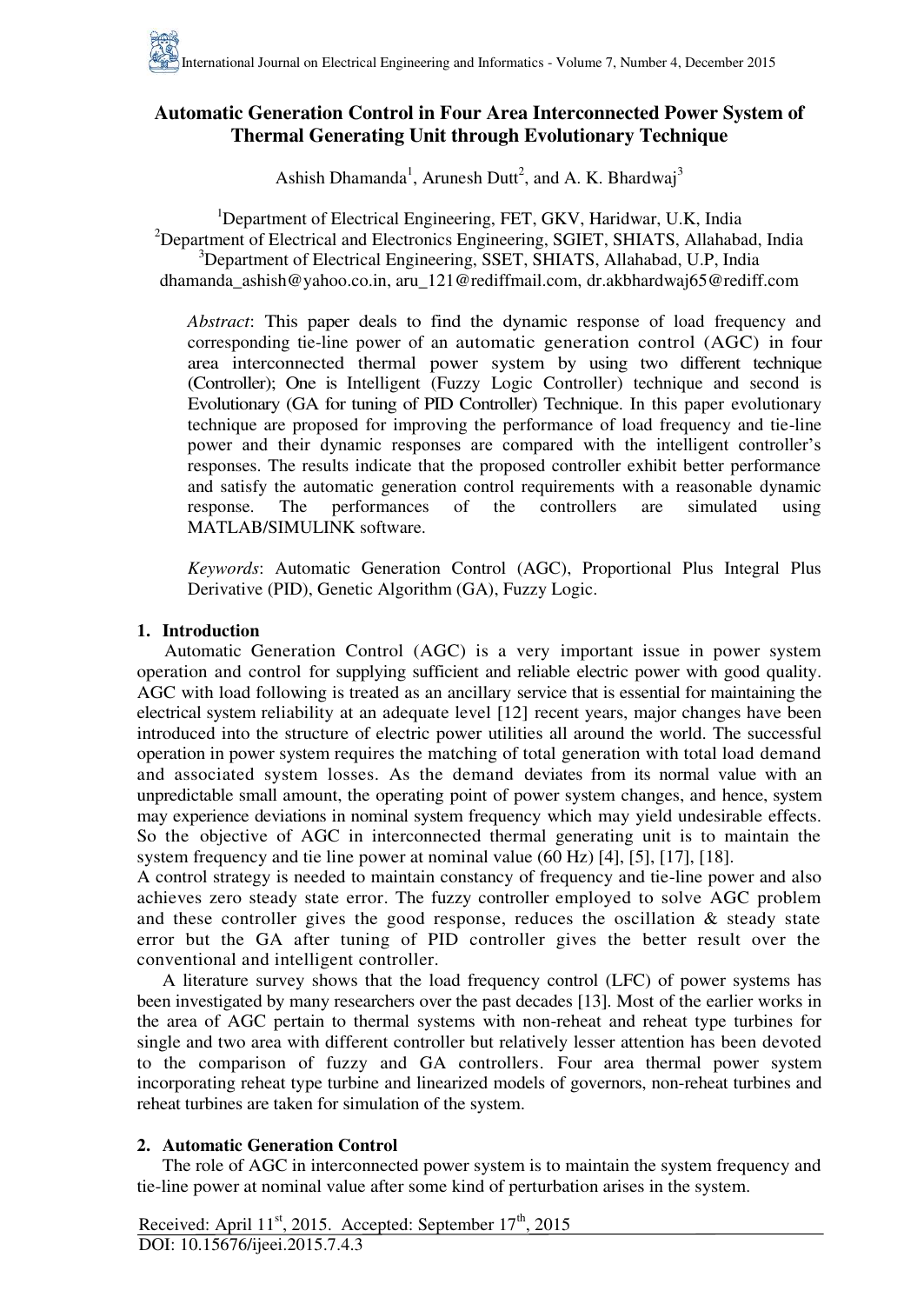# Automatic Generation Control in Four Area Interconnected Power System of Thermal Generating Unit through Evolutionary Technique

Ashish Dhamanda[1], Arunesh Dutt[2], and A. K. Bhardwaj[3]

[1]Department of Electrical Engineering, FET, GKV, Haridwar, U.K, India
[2]Department of Electrical and Electronics Engineering, SGIET, SHIATS, Allahabad, India
[3]Department of Electrical Engineering, SSET, SHIATS, Allahabad, U.P, India
dhamanda_ashish@yahoo.co.in, aru_121@rediffmail.com, dr.akbhardwaj65@rediff.com

*Abstract*: This paper deals to find the dynamic response of load frequency and corresponding tie-line power of an automatic generation control (AGC) in four area interconnected thermal power system by using two different technique (Controller); One is Intelligent (Fuzzy Logic Controller) technique and second is Evolutionary (GA for tuning of PID Controller) Technique. In this paper evolutionary technique are proposed for improving the performance of load frequency and tie-line power and their dynamic responses are compared with the intelligent controller's responses. The results indicate that the proposed controller exhibit better performance and satisfy the automatic generation control requirements with a reasonable dynamic response. The performances of the controllers are simulated using MATLAB/SIMULINK software.

*Keywords*: Automatic Generation Control (AGC), Proportional Plus Integral Plus Derivative (PID), Genetic Algorithm (GA), Fuzzy Logic.

## 1. Introduction

Automatic Generation Control (AGC) is a very important issue in power system operation and control for supplying sufficient and reliable electric power with good quality. AGC with load following is treated as an ancillary service that is essential for maintaining the electrical system reliability at an adequate level [12] recent years, major changes have been introduced into the structure of electric power utilities all around the world. The successful operation in power system requires the matching of total generation with total load demand and associated system losses. As the demand deviates from its normal value with an unpredictable small amount, the operating point of power system changes, and hence, system may experience deviations in nominal system frequency which may yield undesirable effects. So the objective of AGC in interconnected thermal generating unit is to maintain the system frequency and tie line power at nominal value (60 Hz) [4], [5], [17], [18].

A control strategy is needed to maintain constancy of frequency and tie-line power and also achieves zero steady state error. The fuzzy controller employed to solve AGC problem and these controller gives the good response, reduces the oscillation & steady state error but the GA after tuning of PID controller gives the better result over the conventional and intelligent controller.

A literature survey shows that the load frequency control (LFC) of power systems has been investigated by many researchers over the past decades [13]. Most of the earlier works in the area of AGC pertain to thermal systems with non-reheat and reheat type turbines for single and two area with different controller but relatively lesser attention has been devoted to the comparison of fuzzy and GA controllers. Four area thermal power system incorporating reheat type turbine and linearized models of governors, non-reheat turbines and reheat turbines are taken for simulation of the system.

## 2. Automatic Generation Control

The role of AGC in interconnected power system is to maintain the system frequency and tie-line power at nominal value after some kind of perturbation arises in the system.

Received: April 11st, 2015. Accepted: September 17th, 2015
DOI: 10.15676/ijeei.2015.7.4.3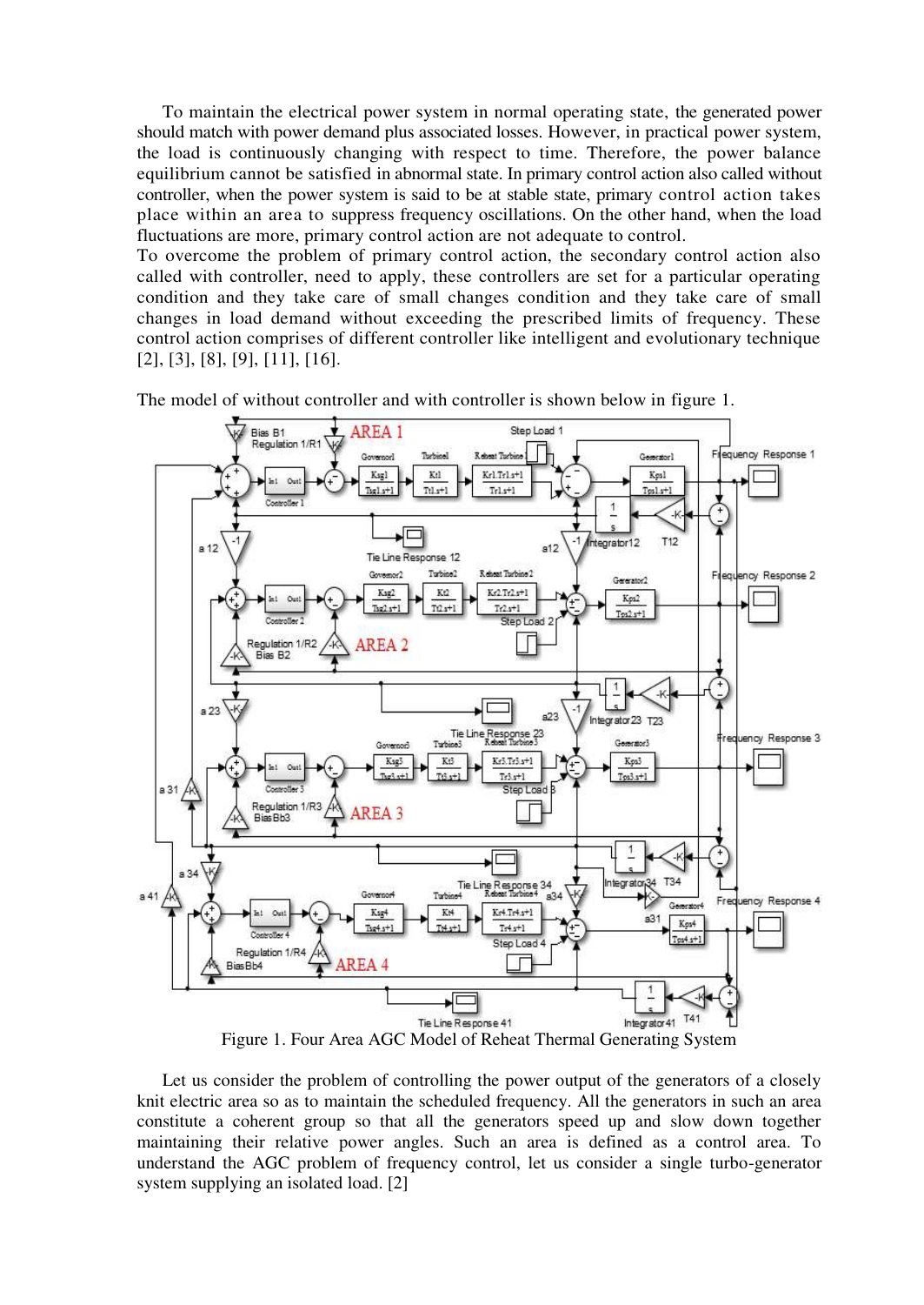To maintain the electrical power system in normal operating state, the generated power should match with power demand plus associated losses. However, in practical power system, the load is continuously changing with respect to time. Therefore, the power balance equilibrium cannot be satisfied in abnormal state. In primary control action also called without controller, when the power system is said to be at stable state, primary control action takes place within an area to suppress frequency oscillations. On the other hand, when the load fluctuations are more, primary control action are not adequate to control.
To overcome the problem of primary control action, the secondary control action also called with controller, need to apply, these controllers are set for a particular operating condition and they take care of small changes condition and they take care of small changes in load demand without exceeding the prescribed limits of frequency. These control action comprises of different controller like intelligent and evolutionary technique [2], [3], [8], [9], [11], [16].

The model of without controller and with controller is shown below in figure 1.

Figure 1. Four Area AGC Model of Reheat Thermal Generating System

Let us consider the problem of controlling the power output of the generators of a closely knit electric area so as to maintain the scheduled frequency. All the generators in such an area constitute a coherent group so that all the generators speed up and slow down together maintaining their relative power angles. Such an area is defined as a control area. To understand the AGC problem of frequency control, let us consider a single turbo-generator system supplying an isolated load. [2]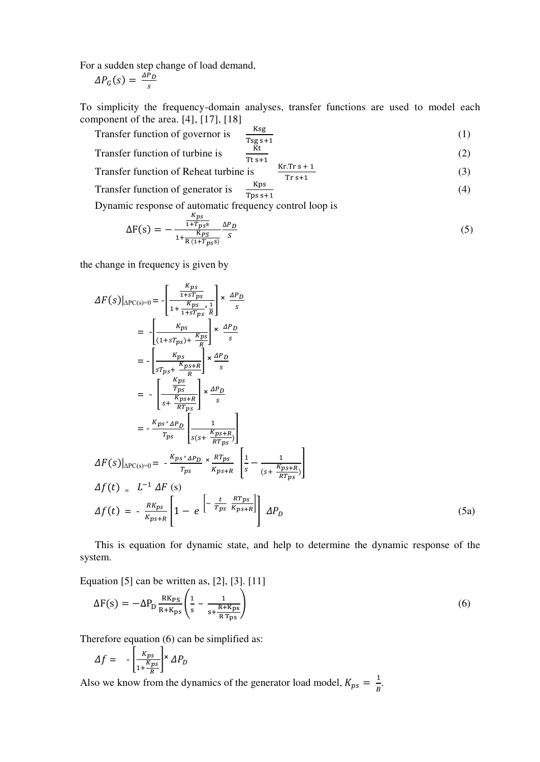For a sudden step change of load demand,

$$\Delta P_G(s) = \frac{\Delta P_D}{s}$$

To simplicity the frequency-domain analyses, transfer functions are used to model each component of the area. [4], [17], [18]

Transfer function of governor is $\frac{\text{Ksg}}{\text{Tsg s+1}}$ (1)

Transfer function of turbine is $\frac{\text{Kt}}{\text{Tt s+1}}$ (2)

Transfer function of Reheat turbine is $\frac{\text{Kr.Tr s + 1}}{\text{Tr s+1}}$ (3)

Transfer function of generator is $\frac{\text{Kps}}{\text{Tps s+1}}$ (4)

Dynamic response of automatic frequency control loop is

$$\Delta \text{F(s)} = -\frac{\frac{K_{ps}}{1+T_{ps}s}}{1+\frac{K_{PS}}{R\,(1+T_{ps}s)}}\frac{\Delta P_D}{S} \tag{5}$$

the change in frequency is given by

$$\Delta F(s)|_{\Delta PC(s)=0} = -\left[\frac{\frac{K_{ps}}{1+sT_{ps}}}{1+\frac{K_{ps}}{1+sT_{ps}}\times\frac{1}{R}}\right]\times\frac{\Delta P_D}{s}$$

$$= -\left[\frac{K_{ps}}{(1+sT_{ps})+\frac{K_{ps}}{R}}\right]\times\frac{\Delta P_D}{s}$$

$$= -\left[\frac{K_{ps}}{sT_{ps}+\frac{K_{ps+R}}{R}}\right]\times\frac{\Delta P_D}{s}$$

$$= -\left[\frac{\frac{K_{ps}}{T_{ps}}}{s+\frac{K_{ps+R}}{RT_{ps}}}\right]\times\frac{\Delta P_D}{s}$$

$$= -\frac{K_{ps}\times\Delta P_D}{T_{ps}}\left[\frac{1}{s(s+\frac{K_{ps+R}}{RT_{ps}})}\right]$$

$$\Delta F(s)|_{\Delta PC(s)=0} = -\frac{K_{ps}\times\Delta P_D}{T_{ps}}\times\frac{RT_{ps}}{K_{ps+R}}\left[\frac{1}{s}-\frac{1}{(s+\frac{K_{ps+R}}{RT_{ps}})}\right]$$

$$\Delta f(t) = L^{-1}\,\Delta F\,(s)$$

$$\Delta f(t) = -\frac{RK_{ps}}{K_{ps+R}}\left[1-e^{\left[-\frac{t}{T_{ps}}\frac{RT_{ps}}{K_{ps+R}}\right]}\right]\Delta P_D \tag{5a}$$

This is equation for dynamic state, and help to determine the dynamic response of the system.

Equation [5] can be written as, [2], [3]. [11]

$$\Delta \text{F(s)} = -\Delta \text{P}_\text{D}\frac{\text{RK}_\text{PS}}{\text{R+K}_\text{ps}}\left(\frac{1}{\text{s}}-\frac{1}{\text{s}+\frac{\text{R+K}_\text{ps}}{\text{R T}_\text{ps}}}\right) \tag{6}$$

Therefore equation (6) can be simplified as:

$$\Delta f = -\left[\frac{K_{ps}}{1+\frac{K_{ps}}{R}}\right]\times\Delta P_D$$

Also we know from the dynamics of the generator load model, $K_{ps} = \frac{1}{B}$.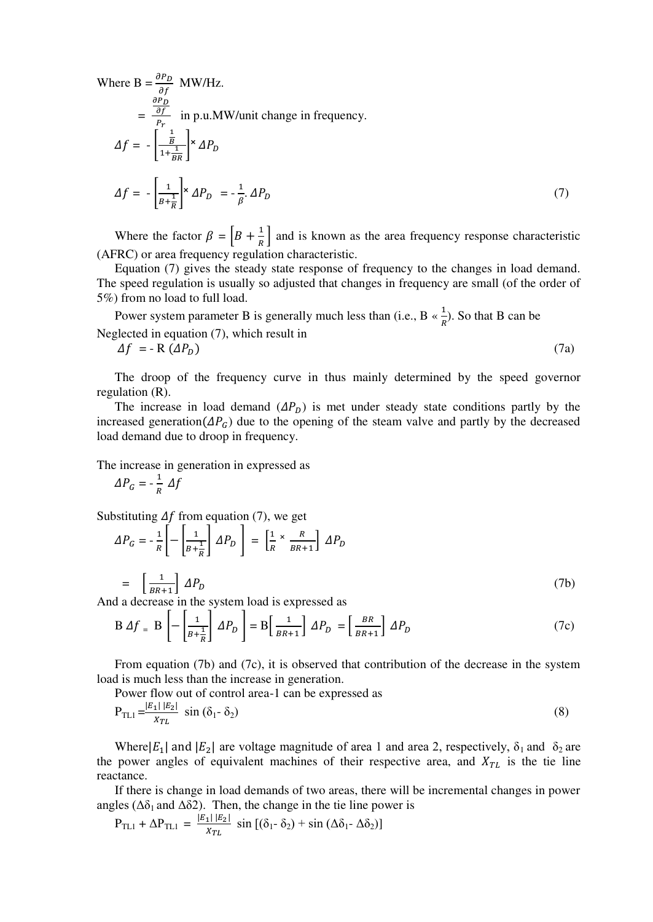Where B = $\frac{\partial P_D}{\partial f}$ MW/Hz.

$$= \frac{\frac{\partial P_D}{\partial f}}{P_r} \text{ in p.u.MW/unit change in frequency.}$$

$$\Delta f = -\left[\frac{\frac{1}{B}}{1+\frac{1}{BR}}\right] \times \Delta P_D$$

$$\Delta f = -\left[\frac{1}{B+\frac{1}{R}}\right] \times \Delta P_D = -\frac{1}{\beta}.\Delta P_D \tag{7}$$

Where the factor $\beta = \left[B + \frac{1}{R}\right]$ and is known as the area frequency response characteristic (AFRC) or area frequency regulation characteristic.

Equation (7) gives the steady state response of frequency to the changes in load demand. The speed regulation is usually so adjusted that changes in frequency are small (of the order of 5%) from no load to full load.

Power system parameter B is generally much less than (i.e., B « $\frac{1}{R}$). So that B can be Neglected in equation (7), which result in

$$\Delta f = -R\,(\Delta P_D) \tag{7a}$$

The droop of the frequency curve in thus mainly determined by the speed governor regulation (R).

The increase in load demand ($\Delta P_D$) is met under steady state conditions partly by the increased generation($\Delta P_G$) due to the opening of the steam valve and partly by the decreased load demand due to droop in frequency.

The increase in generation in expressed as

$$\Delta P_G = -\frac{1}{R}\,\Delta f$$

Substituting $\Delta f$ from equation (7), we get

$$\Delta P_G = -\frac{1}{R}\left[-\left[\frac{1}{B+\frac{1}{R}}\right]\Delta P_D\right] = \left[\frac{1}{R} \times \frac{R}{BR+1}\right]\Delta P_D$$

$$= \left[\frac{1}{BR+1}\right]\Delta P_D \tag{7b}$$

And a decrease in the system load is expressed as

$$B\,\Delta f = B\left[-\left[\frac{1}{B+\frac{1}{R}}\right]\Delta P_D\right] = B\left[\frac{1}{BR+1}\right]\Delta P_D = \left[\frac{BR}{BR+1}\right]\Delta P_D \tag{7c}$$

From equation (7b) and (7c), it is observed that contribution of the decrease in the system load is much less than the increase in generation.

Power flow out of control area-1 can be expressed as

$$P_{TL1} = \frac{|E_1|\,|E_2|}{X_{TL}}\sin(\delta_1 - \delta_2) \tag{8}$$

Where $|E_1|$ and $|E_2|$ are voltage magnitude of area 1 and area 2, respectively, $\delta_1$ and $\delta_2$ are the power angles of equivalent machines of their respective area, and $X_{TL}$ is the tie line reactance.

If there is change in load demands of two areas, there will be incremental changes in power angles ($\Delta\delta_1$ and $\Delta\delta_2$). Then, the change in the tie line power is

$$P_{TL1} + \Delta P_{TL1} = \frac{|E_1|\,|E_2|}{X_{TL}}\sin[(\delta_1 - \delta_2) + \sin(\Delta\delta_1 - \Delta\delta_2)]$$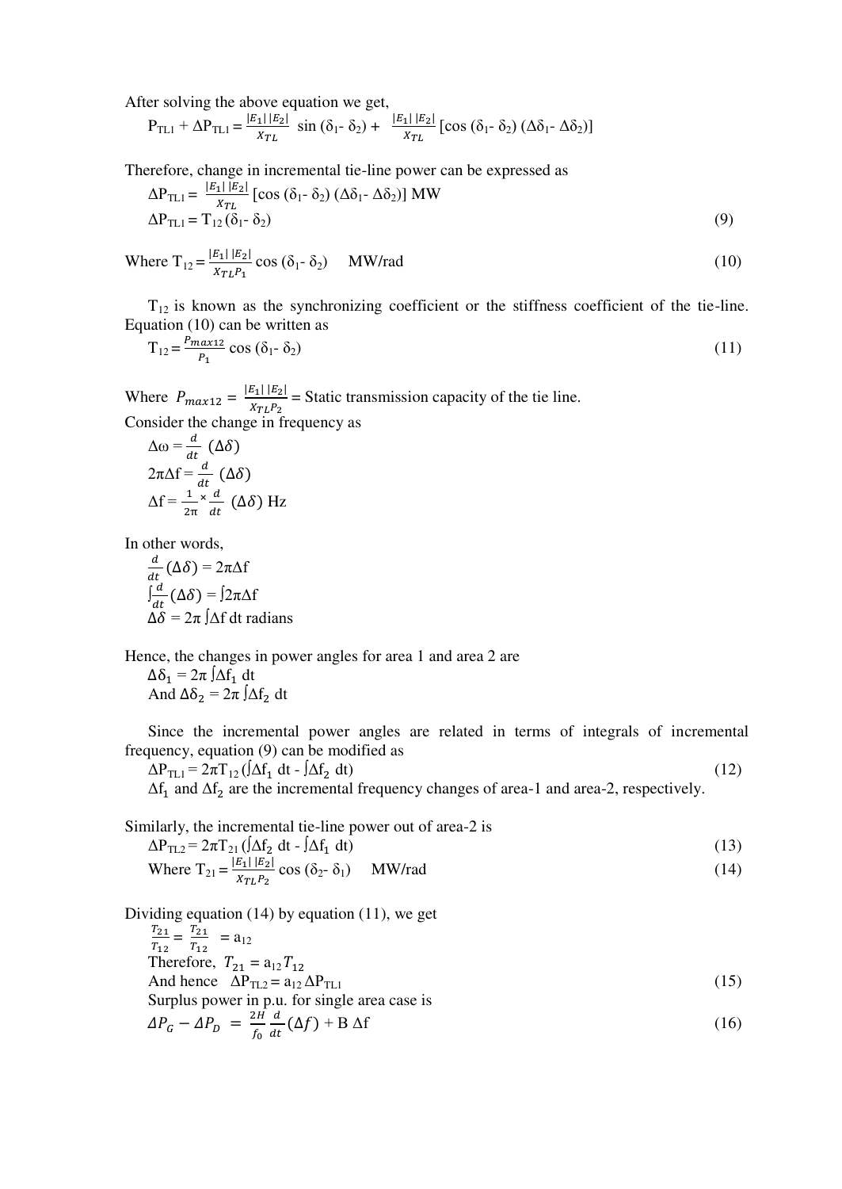After solving the above equation we get,

$$P_{TL1} + \Delta P_{TL1} = \frac{|E_1|\,|E_2|}{X_{TL}} \sin(\delta_1 - \delta_2) + \frac{|E_1|\,|E_2|}{X_{TL}} [\cos(\delta_1 - \delta_2)(\Delta\delta_1 - \Delta\delta_2)]$$

Therefore, change in incremental tie-line power can be expressed as

$$\Delta P_{TL1} = \frac{|E_1|\,|E_2|}{X_{TL}} [\cos(\delta_1 - \delta_2)(\Delta\delta_1 - \Delta\delta_2)] \text{ MW}$$

$$\Delta P_{TL1} = T_{12}(\delta_1 - \delta_2) \tag{9}$$

$$\text{Where } T_{12} = \frac{|E_1|\,|E_2|}{X_{TL}P_1} \cos(\delta_1 - \delta_2) \quad \text{MW/rad} \tag{10}$$

$T_{12}$ is known as the synchronizing coefficient or the stiffness coefficient of the tie-line. Equation (10) can be written as

$$T_{12} = \frac{P_{max12}}{P_1} \cos(\delta_1 - \delta_2) \tag{11}$$

Where $P_{max12} = \frac{|E_1|\,|E_2|}{X_{TL}P_2}$ = Static transmission capacity of the tie line.

Consider the change in frequency as

$$\Delta\omega = \frac{d}{dt}(\Delta\delta)$$

$$2\pi\Delta f = \frac{d}{dt}(\Delta\delta)$$

$$\Delta f = \frac{1}{2\pi} \times \frac{d}{dt}(\Delta\delta) \text{ Hz}$$

In other words,

$$\frac{d}{dt}(\Delta\delta) = 2\pi\Delta f$$

$$\int \frac{d}{dt}(\Delta\delta) = \int 2\pi\Delta f$$

$$\Delta\delta = 2\pi \int \Delta f \, dt \text{ radians}$$

Hence, the changes in power angles for area 1 and area 2 are

$$\Delta\delta_1 = 2\pi \int \Delta f_1 \, dt$$

$$\text{And } \Delta\delta_2 = 2\pi \int \Delta f_2 \, dt$$

Since the incremental power angles are related in terms of integrals of incremental frequency, equation (9) can be modified as

$$\Delta P_{TL1} = 2\pi T_{12}\left(\int \Delta f_1 \, dt - \int \Delta f_2 \, dt\right) \tag{12}$$

$\Delta f_1$ and $\Delta f_2$ are the incremental frequency changes of area-1 and area-2, respectively.

Similarly, the incremental tie-line power out of area-2 is

$$\Delta P_{TL2} = 2\pi T_{21}\left(\int \Delta f_2 \, dt - \int \Delta f_1 \, dt\right) \tag{13}$$

$$\text{Where } T_{21} = \frac{|E_1|\,|E_2|}{X_{TL}P_2} \cos(\delta_2 - \delta_1) \quad \text{MW/rad} \tag{14}$$

Dividing equation (14) by equation (11), we get

$$\frac{T_{21}}{T_{12}} = \frac{T_{21}}{T_{12}} = a_{12}$$

Therefore, $T_{21} = a_{12} T_{12}$

$$\text{And hence } \Delta P_{TL2} = a_{12} \Delta P_{TL1} \tag{15}$$

Surplus power in p.u. for single area case is

$$\Delta P_G - \Delta P_D = \frac{2H}{f_0} \frac{d}{dt}(\Delta f) + B\,\Delta f \tag{16}$$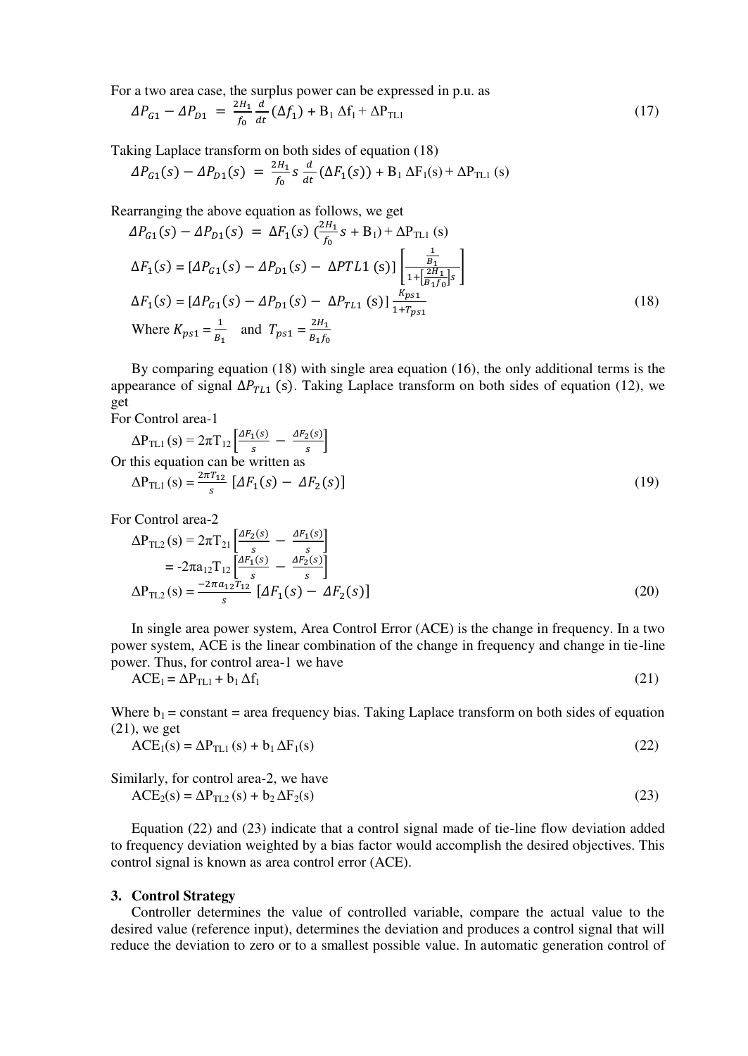For a two area case, the surplus power can be expressed in p.u. as

$$\Delta P_{G1} - \Delta P_{D1} = \frac{2H_1}{f_0}\frac{d}{dt}(\Delta f_1) + B_1\,\Delta f_1 + \Delta P_{TL1} \tag{17}$$

Taking Laplace transform on both sides of equation (18)

$$\Delta P_{G1}(s) - \Delta P_{D1}(s) = \frac{2H_1}{f_0} s \frac{d}{dt}(\Delta F_1(s)) + B_1\,\Delta F_1(s) + \Delta P_{TL1}(s)$$

Rearranging the above equation as follows, we get

$$\Delta P_{G1}(s) - \Delta P_{D1}(s) = \Delta F_1(s)\left(\frac{2H_1}{f_0}s + B_1\right) + \Delta P_{TL1}(s)$$

$$\Delta F_1(s) = [\Delta P_{G1}(s) - \Delta P_{D1}(s) - \Delta PTL1(s)]\left[\frac{\frac{1}{B_1}}{1+\left[\frac{2H_1}{B_1 f_0}\right]s}\right]$$

$$\Delta F_1(s) = [\Delta P_{G1}(s) - \Delta P_{D1}(s) - \Delta P_{TL1}(s)]\frac{K_{ps1}}{1+T_{ps1}} \tag{18}$$

Where $K_{ps1} = \frac{1}{B_1}$ and $T_{ps1} = \frac{2H_1}{B_1 f_0}$

By comparing equation (18) with single area equation (16), the only additional terms is the appearance of signal $\Delta P_{TL1}(s)$. Taking Laplace transform on both sides of equation (12), we get

For Control area-1

$$\Delta P_{TL1}(s) = 2\pi T_{12}\left[\frac{\Delta F_1(s)}{s} - \frac{\Delta F_2(s)}{s}\right]$$

Or this equation can be written as

$$\Delta P_{TL1}(s) = \frac{2\pi T_{12}}{s}[\Delta F_1(s) - \Delta F_2(s)] \tag{19}$$

For Control area-2

$$\Delta P_{TL2}(s) = 2\pi T_{21}\left[\frac{\Delta F_2(s)}{s} - \frac{\Delta F_1(s)}{s}\right]$$

$$= -2\pi a_{12} T_{12}\left[\frac{\Delta F_1(s)}{s} - \frac{\Delta F_2(s)}{s}\right]$$

$$\Delta P_{TL2}(s) = \frac{-2\pi a_{12} T_{12}}{s}[\Delta F_1(s) - \Delta F_2(s)] \tag{20}$$

In single area power system, Area Control Error (ACE) is the change in frequency. In a two power system, ACE is the linear combination of the change in frequency and change in tie-line power. Thus, for control area-1 we have

$$ACE_1 = \Delta P_{TL1} + b_1\,\Delta f_1 \tag{21}$$

Where $b_1$ = constant = area frequency bias. Taking Laplace transform on both sides of equation (21), we get

$$ACE_1(s) = \Delta P_{TL1}(s) + b_1\,\Delta F_1(s) \tag{22}$$

Similarly, for control area-2, we have

$$ACE_2(s) = \Delta P_{TL2}(s) + b_2\,\Delta F_2(s) \tag{23}$$

Equation (22) and (23) indicate that a control signal made of tie-line flow deviation added to frequency deviation weighted by a bias factor would accomplish the desired objectives. This control signal is known as area control error (ACE).

## 3. Control Strategy

Controller determines the value of controlled variable, compare the actual value to the desired value (reference input), determines the deviation and produces a control signal that will reduce the deviation to zero or to a smallest possible value. In automatic generation control of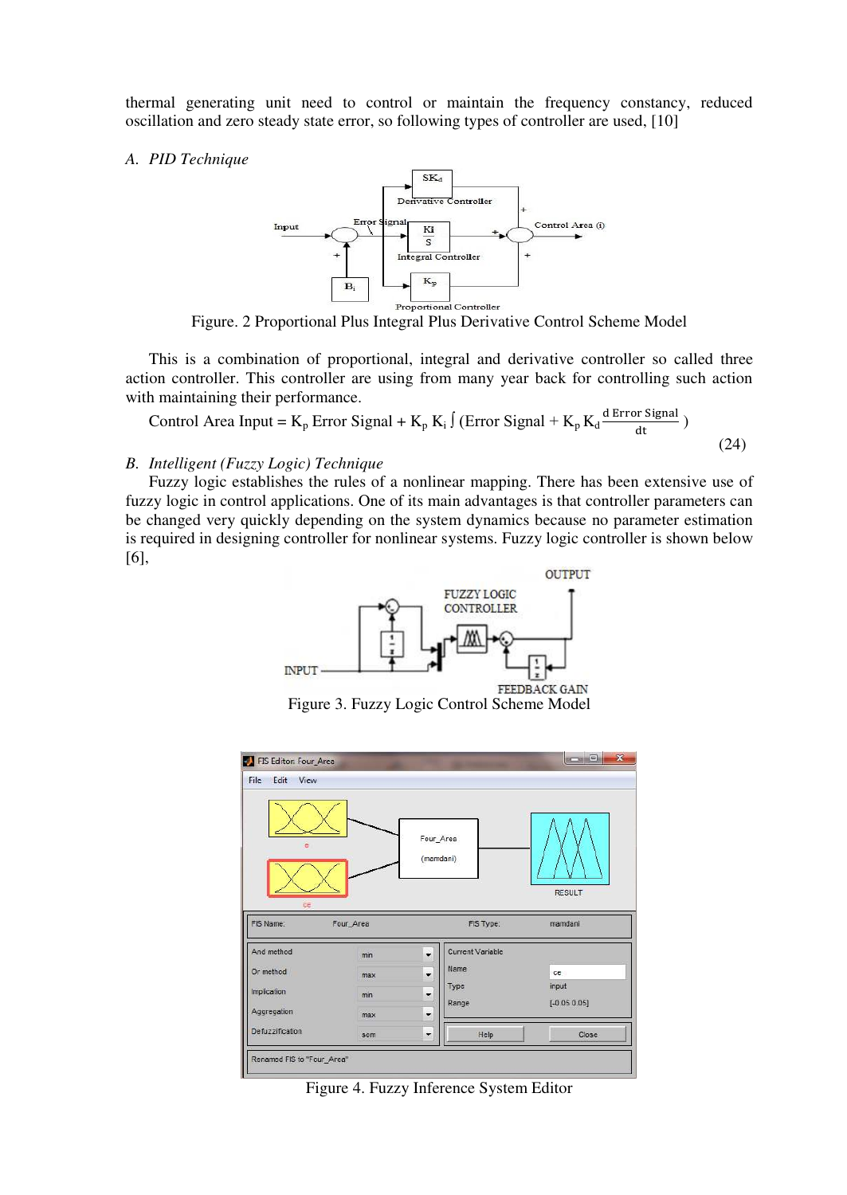thermal generating unit need to control or maintain the frequency constancy, reduced oscillation and zero steady state error, so following types of controller are used, [10]

### A. *PID Technique*

Figure. 2 Proportional Plus Integral Plus Derivative Control Scheme Model

This is a combination of proportional, integral and derivative controller so called three action controller. This controller are using from many year back for controlling such action with maintaining their performance.

$$\text{Control Area Input} = K_p \text{ Error Signal} + K_p\, K_i \int (\text{Error Signal} + K_p\, K_d \frac{d \text{ Error Signal}}{dt}) \tag{24}$$

### B. *Intelligent (Fuzzy Logic) Technique*

Fuzzy logic establishes the rules of a nonlinear mapping. There has been extensive use of fuzzy logic in control applications. One of its main advantages is that controller parameters can be changed very quickly depending on the system dynamics because no parameter estimation is required in designing controller for nonlinear systems. Fuzzy logic controller is shown below [6],

Figure 3. Fuzzy Logic Control Scheme Model

Figure 4. Fuzzy Inference System Editor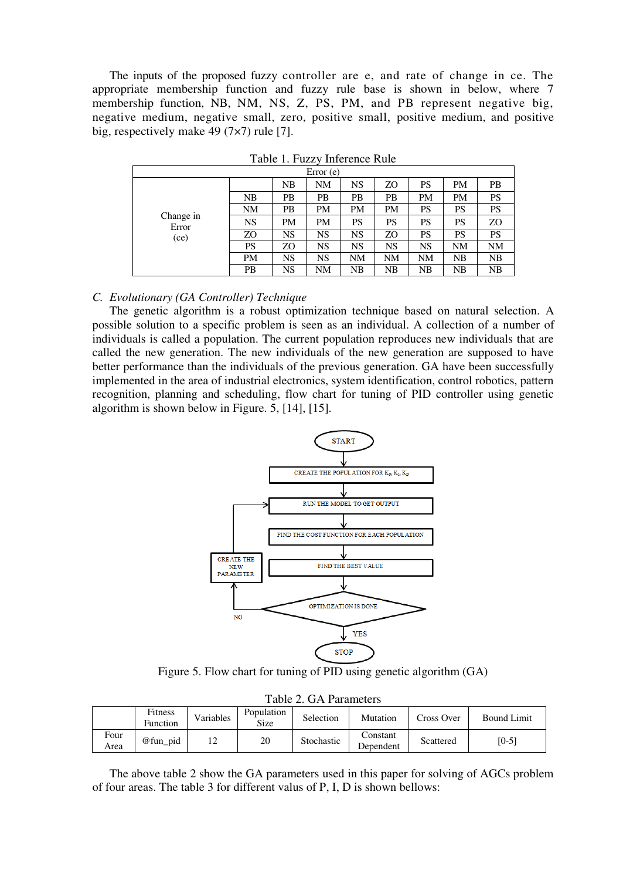The inputs of the proposed fuzzy controller are e, and rate of change in ce. The appropriate membership function and fuzzy rule base is shown in below, where 7 membership function, NB, NM, NS, Z, PS, PM, and PB represent negative big, negative medium, negative small, zero, positive small, positive medium, and positive big, respectively make 49 (7×7) rule [7].

Table 1. Fuzzy Inference Rule

| | | Error (e) | | | | | | |
|---|---|---|---|---|---|---|---|---|
| | | NB | NM | NS | ZO | PS | PM | PB |
| Change in Error (ce) | NB | PB | PB | PB | PB | PM | PM | PS |
| | NM | PB | PM | PM | PM | PS | PS | PS |
| | NS | PM | PM | PS | PS | PS | PS | ZO |
| | ZO | NS | NS | NS | ZO | PS | PS | PS |
| | PS | ZO | NS | NS | NS | NS | NM | NM |
| | PM | NS | NS | NM | NM | NM | NB | NB |
| | PB | NS | NM | NB | NB | NB | NB | NB |

*C. Evolutionary (GA Controller) Technique*

The genetic algorithm is a robust optimization technique based on natural selection. A possible solution to a specific problem is seen as an individual. A collection of a number of individuals is called a population. The current population reproduces new individuals that are called the new generation. The new individuals of the new generation are supposed to have better performance than the individuals of the previous generation. GA have been successfully implemented in the area of industrial electronics, system identification, control robotics, pattern recognition, planning and scheduling, flow chart for tuning of PID controller using genetic algorithm is shown below in Figure. 5, [14], [15].

START → CREATE THE POPULATION FOR $K_P$, $K_I$, $K_D$ → RUN THE MODEL TO GET OUTPUT → FIND THE COST FUNCTION FOR EACH POPULATION → FIND THE BEST VALUE → OPTIMIZATION IS DONE (NO → CREATE THE NEW PARAMETER; YES → STOP)

Figure 5. Flow chart for tuning of PID using genetic algorithm (GA)

Table 2. GA Parameters

| | Fitness Function | Variables | Population Size | Selection | Mutation | Cross Over | Bound Limit |
|---|---|---|---|---|---|---|---|
| Four Area | @fun_pid | 12 | 20 | Stochastic | Constant Dependent | Scattered | [0-5] |

The above table 2 show the GA parameters used in this paper for solving of AGCs problem of four areas. The table 3 for different valus of P, I, D is shown bellows: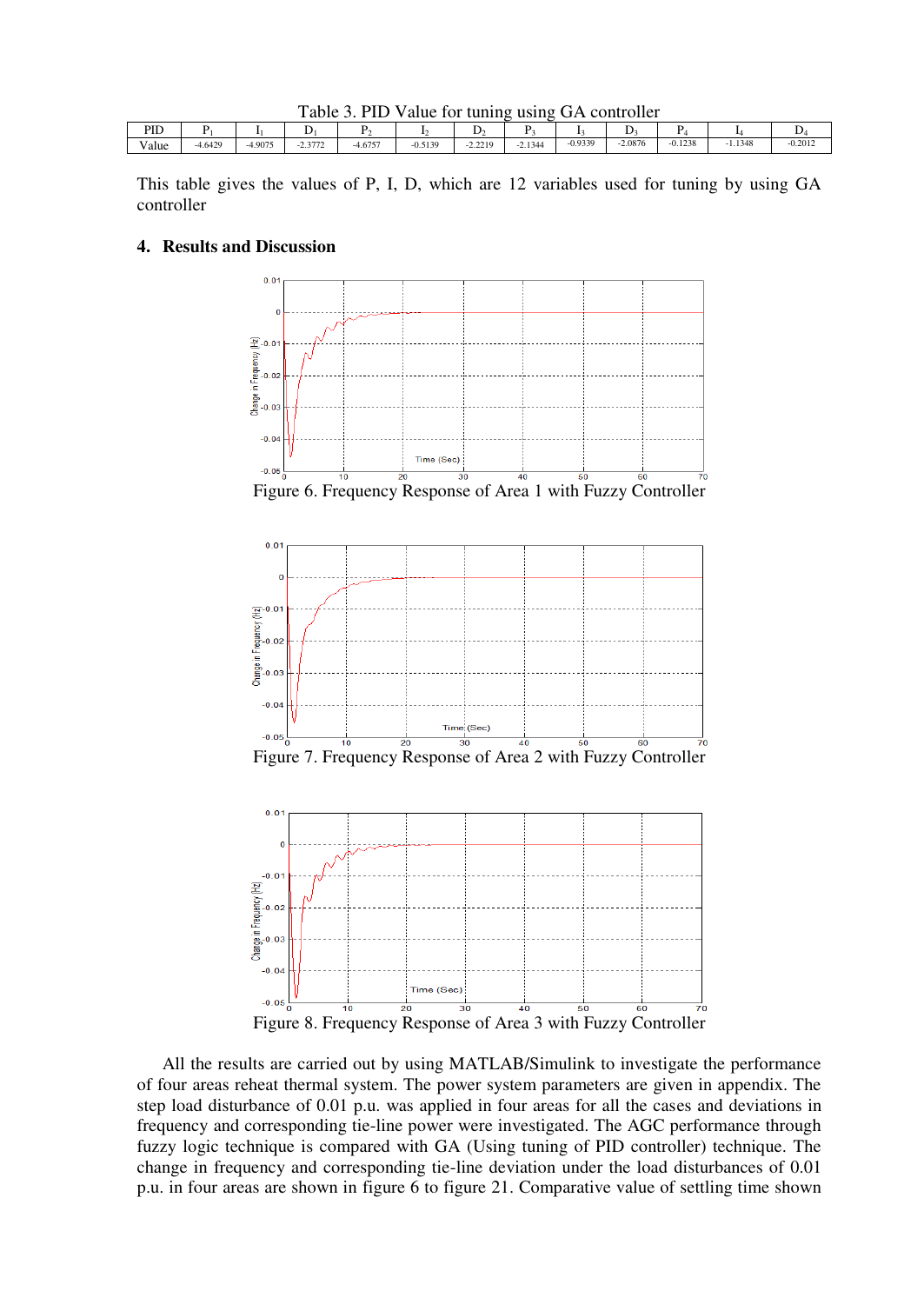Table 3. PID Value for tuning using GA controller

| PID | $P_1$ | $I_1$ | $D_1$ | $P_2$ | $I_2$ | $D_2$ | $P_3$ | $I_3$ | $D_3$ | $P_4$ | $I_4$ | $D_4$ |
|---|---|---|---|---|---|---|---|---|---|---|---|---|
| Value | -4.6429 | -4.9075 | -2.3772 | -4.6757 | -0.5139 | -2.2219 | -2.1344 | -0.9339 | -2.0876 | -0.1238 | -1.1348 | -0.2012 |

This table gives the values of P, I, D, which are 12 variables used for tuning by using GA controller

## 4. Results and Discussion

Figure 6. Frequency Response of Area 1 with Fuzzy Controller

Figure 7. Frequency Response of Area 2 with Fuzzy Controller

Figure 8. Frequency Response of Area 3 with Fuzzy Controller

All the results are carried out by using MATLAB/Simulink to investigate the performance of four areas reheat thermal system. The power system parameters are given in appendix. The step load disturbance of 0.01 p.u. was applied in four areas for all the cases and deviations in frequency and corresponding tie-line power were investigated. The AGC performance through fuzzy logic technique is compared with GA (Using tuning of PID controller) technique. The change in frequency and corresponding tie-line deviation under the load disturbances of 0.01 p.u. in four areas are shown in figure 6 to figure 21. Comparative value of settling time shown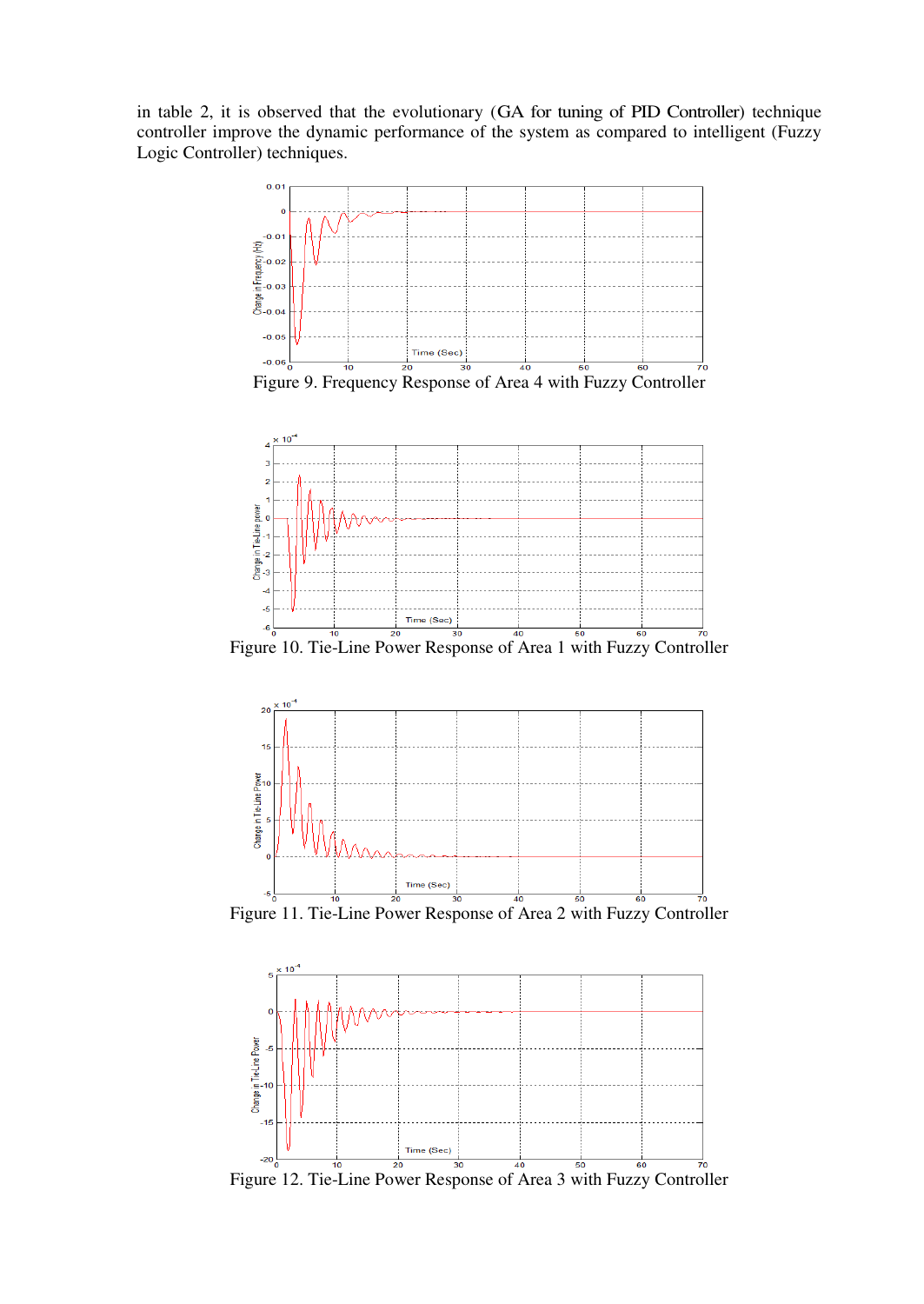in table 2, it is observed that the evolutionary (GA for tuning of PID Controller) technique controller improve the dynamic performance of the system as compared to intelligent (Fuzzy Logic Controller) techniques.

Figure 9. Frequency Response of Area 4 with Fuzzy Controller

Figure 10. Tie-Line Power Response of Area 1 with Fuzzy Controller

Figure 11. Tie-Line Power Response of Area 2 with Fuzzy Controller

Figure 12. Tie-Line Power Response of Area 3 with Fuzzy Controller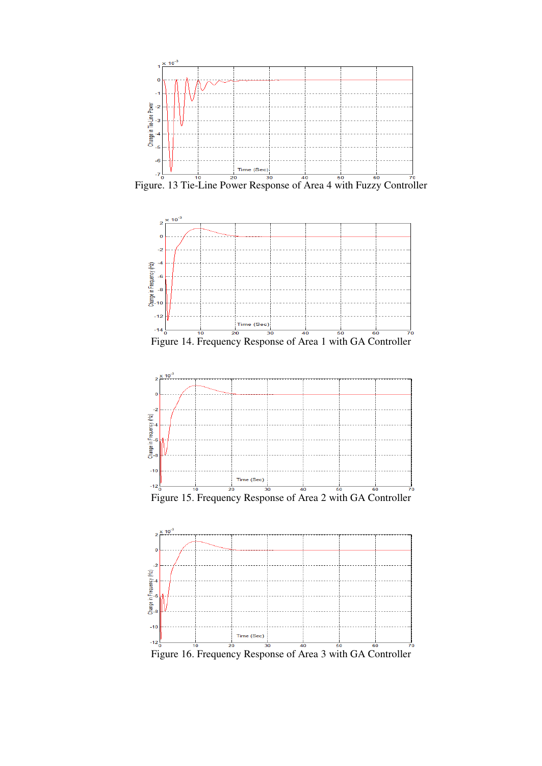Figure. 13 Tie-Line Power Response of Area 4 with Fuzzy Controller

Figure 14. Frequency Response of Area 1 with GA Controller

Figure 15. Frequency Response of Area 2 with GA Controller

Figure 16. Frequency Response of Area 3 with GA Controller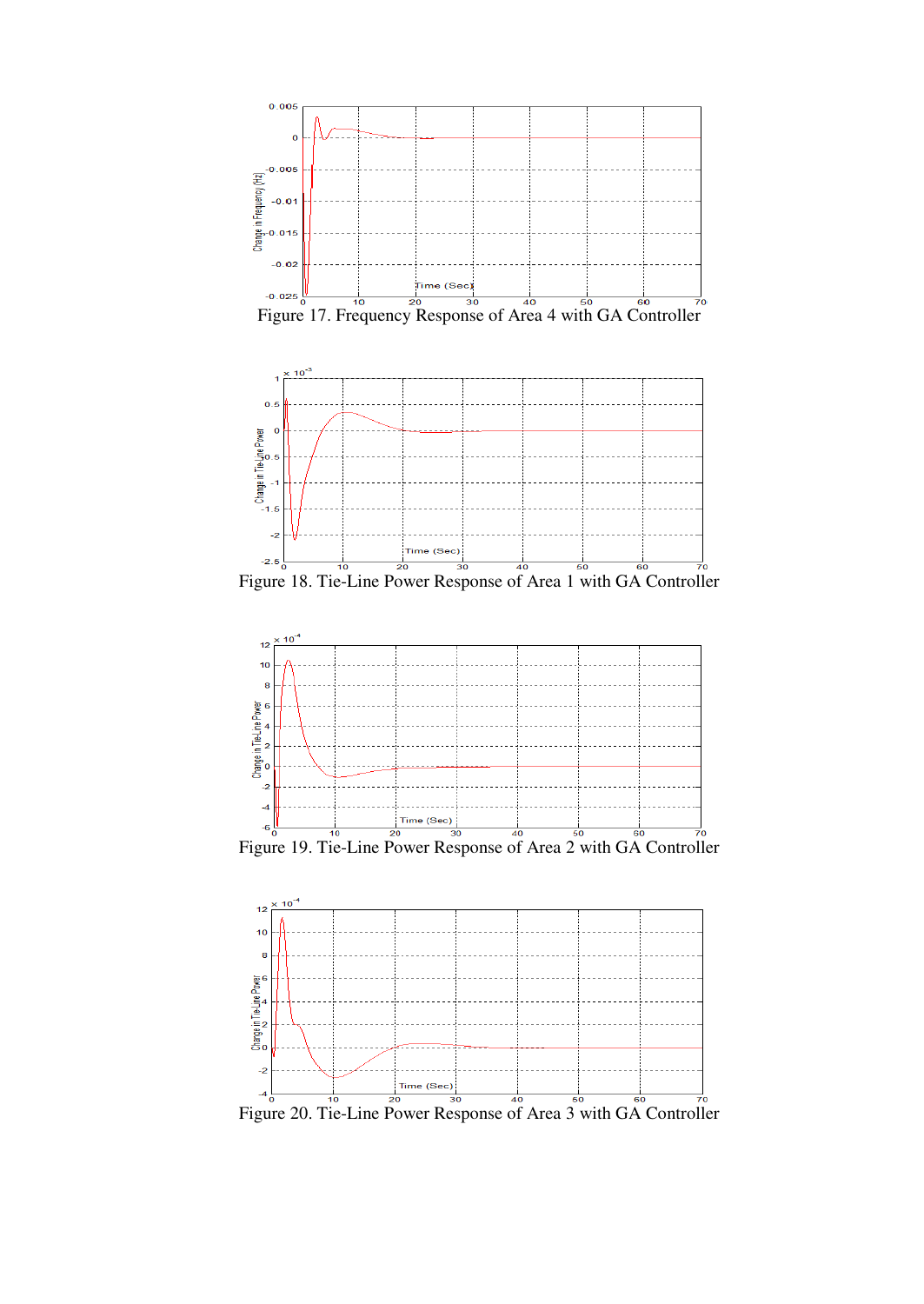Figure 17. Frequency Response of Area 4 with GA Controller

Figure 18. Tie-Line Power Response of Area 1 with GA Controller

Figure 19. Tie-Line Power Response of Area 2 with GA Controller

Figure 20. Tie-Line Power Response of Area 3 with GA Controller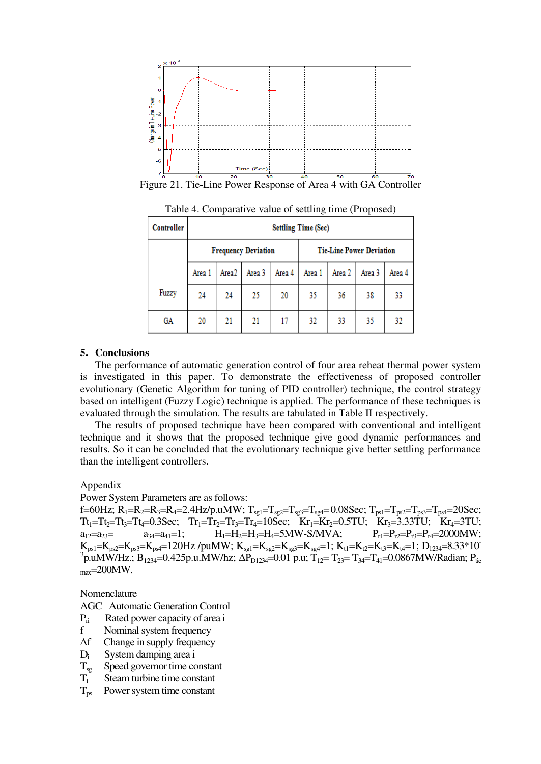Figure 21. Tie-Line Power Response of Area 4 with GA Controller

Table 4. Comparative value of settling time (Proposed)

| Controller | Settling Time (Sec) | | | | | | | |
|---|---|---|---|---|---|---|---|---|
| | Frequency Deviation | | | | Tie-Line Power Deviation | | | |
| | Area 1 | Area2 | Area 3 | Area 4 | Area 1 | Area 2 | Area 3 | Area 4 |
| Fuzzy | 24 | 24 | 25 | 20 | 35 | 36 | 38 | 33 |
| GA | 20 | 21 | 21 | 17 | 32 | 33 | 35 | 32 |

## 5. Conclusions

The performance of automatic generation control of four area reheat thermal power system is investigated in this paper. To demonstrate the effectiveness of proposed controller evolutionary (Genetic Algorithm for tuning of PID controller) technique, the control strategy based on intelligent (Fuzzy Logic) technique is applied. The performance of these techniques is evaluated through the simulation. The results are tabulated in Table II respectively.

The results of proposed technique have been compared with conventional and intelligent technique and it shows that the proposed technique give good dynamic performances and results. So it can be concluded that the evolutionary technique give better settling performance than the intelligent controllers.

Appendix

Power System Parameters are as follows:

f=60Hz; $R_1=R_2=R_3=R_4$=2.4Hz/p.uMW; $T_{sg1}=T_{sg2}=T_{sg3}=T_{sg4}$=0.08Sec; $T_{ps1}=T_{ps2}=T_{ps3}=T_{ps4}$=20Sec; $Tt_1=Tt_2=Tt_3=Tt_4$=0.3Sec; $Tr_1=Tr_2=Tr_3=Tr_4$=10Sec; $Kr_1=Kr_2$=0.5TU; $Kr_3$=3.33TU; $Kr_4$=3TU; $a_{12}=a_{23}=$ $a_{34}=a_{41}=1$; $H_1=H_2=H_3=H_4$=5MW-S/MVA; $P_{r1}=P_{r2}=P_{r3}=P_{r4}$=2000MW; $K_{ps1}=K_{ps2}=K_{ps3}=K_{ps4}$=120Hz /puMW; $K_{sg1}=K_{sg2}=K_{sg3}=K_{sg4}=1$; $K_{t1}=K_{t2}=K_{t3}=K_{t4}=1$; $D_{1234}=8.33*10^{-3}$p.uMW/Hz.; $B_{1234}$=0.425p.u.MW/hz; $\Delta P_{D1234}$=0.01 p.u; $T_{12}=T_{23}=T_{34}=T_{41}$=0.0867MW/Radian; $P_{tie\ max}$=200MW.

Nomenclature

AGC Automatic Generation Control
$P_{ri}$ Rated power capacity of area i
f Nominal system frequency
$\Delta f$ Change in supply frequency
$D_i$ System damping area i
$T_{sg}$ Speed governor time constant
$T_t$ Steam turbine time constant
$T_{ps}$ Power system time constant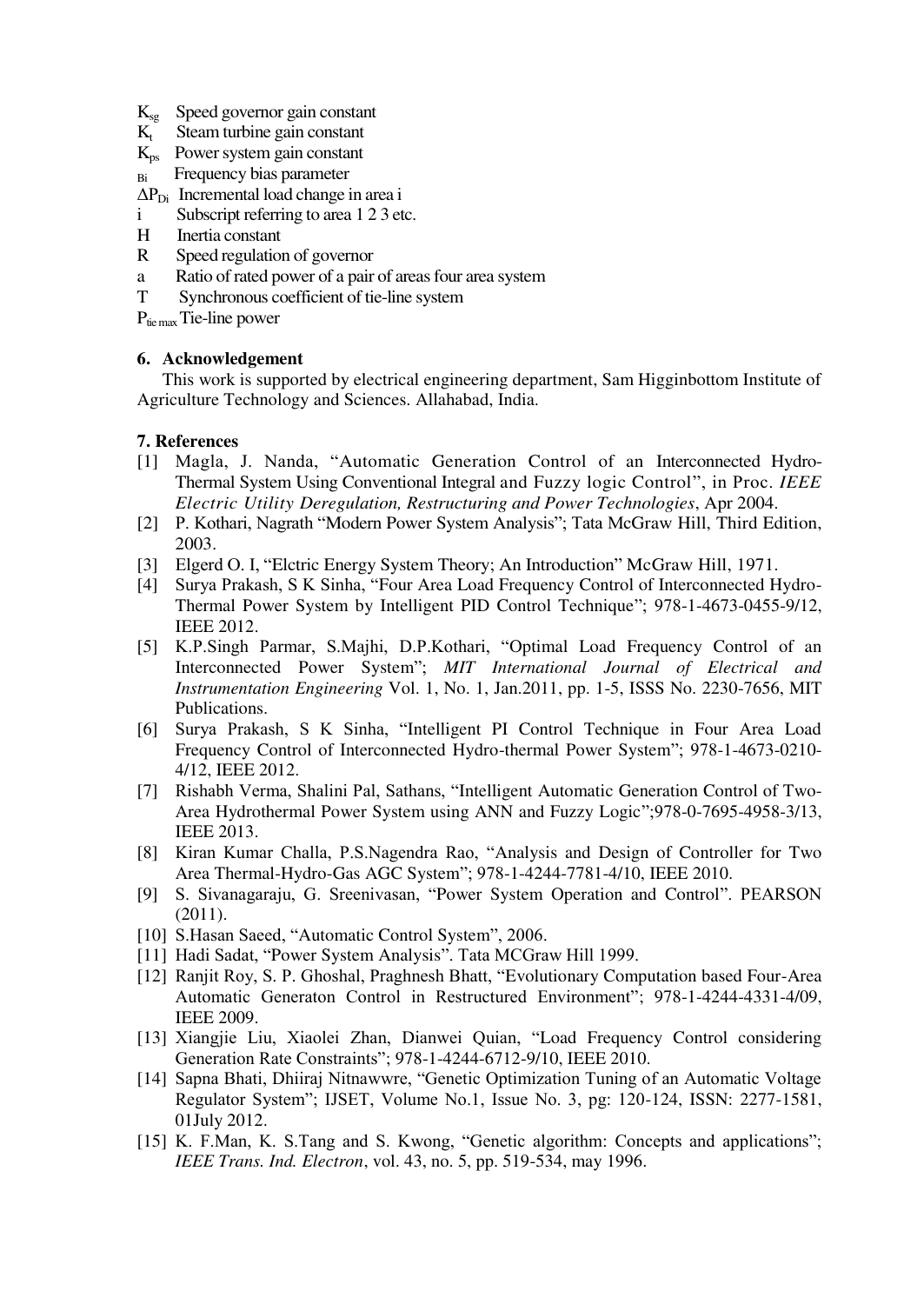$K_{sg}$ Speed governor gain constant

$K_t$ Steam turbine gain constant

$K_{ps}$ Power system gain constant

$_{Bi}$ Frequency bias parameter

$\Delta P_{Di}$ Incremental load change in area i

i Subscript referring to area 1 2 3 etc.

H Inertia constant

R Speed regulation of governor

a Ratio of rated power of a pair of areas four area system

T Synchronous coefficient of tie-line system

$P_{tie\,max}$ Tie-line power

### 6. Acknowledgement

This work is supported by electrical engineering department, Sam Higginbottom Institute of Agriculture Technology and Sciences. Allahabad, India.

### 7. References

[1] Magla, J. Nanda, "Automatic Generation Control of an Interconnected Hydro-Thermal System Using Conventional Integral and Fuzzy logic Control", in Proc. *IEEE Electric Utility Deregulation, Restructuring and Power Technologies*, Apr 2004.

[2] P. Kothari, Nagrath "Modern Power System Analysis"; Tata McGraw Hill, Third Edition, 2003.

[3] Elgerd O. I, "Elctric Energy System Theory; An Introduction" McGraw Hill, 1971.

[4] Surya Prakash, S K Sinha, "Four Area Load Frequency Control of Interconnected Hydro-Thermal Power System by Intelligent PID Control Technique"; 978-1-4673-0455-9/12, IEEE 2012.

[5] K.P.Singh Parmar, S.Majhi, D.P.Kothari, "Optimal Load Frequency Control of an Interconnected Power System"; *MIT International Journal of Electrical and Instrumentation Engineering* Vol. 1, No. 1, Jan.2011, pp. 1-5, ISSS No. 2230-7656, MIT Publications.

[6] Surya Prakash, S K Sinha, "Intelligent PI Control Technique in Four Area Load Frequency Control of Interconnected Hydro-thermal Power System"; 978-1-4673-0210-4/12, IEEE 2012.

[7] Rishabh Verma, Shalini Pal, Sathans, "Intelligent Automatic Generation Control of Two-Area Hydrothermal Power System using ANN and Fuzzy Logic";978-0-7695-4958-3/13, IEEE 2013.

[8] Kiran Kumar Challa, P.S.Nagendra Rao, "Analysis and Design of Controller for Two Area Thermal-Hydro-Gas AGC System"; 978-1-4244-7781-4/10, IEEE 2010.

[9] S. Sivanagaraju, G. Sreenivasan, "Power System Operation and Control". PEARSON (2011).

[10] S.Hasan Saeed, "Automatic Control System", 2006.

[11] Hadi Sadat, "Power System Analysis". Tata MCGraw Hill 1999.

[12] Ranjit Roy, S. P. Ghoshal, Praghnesh Bhatt, "Evolutionary Computation based Four-Area Automatic Generaton Control in Restructured Environment"; 978-1-4244-4331-4/09, IEEE 2009.

[13] Xiangjie Liu, Xiaolei Zhan, Dianwei Quian, "Load Frequency Control considering Generation Rate Constraints"; 978-1-4244-6712-9/10, IEEE 2010.

[14] Sapna Bhati, Dhiiraj Nitnawwre, "Genetic Optimization Tuning of an Automatic Voltage Regulator System"; IJSET, Volume No.1, Issue No. 3, pg: 120-124, ISSN: 2277-1581, 01July 2012.

[15] K. F.Man, K. S.Tang and S. Kwong, "Genetic algorithm: Concepts and applications"; *IEEE Trans. Ind. Electron*, vol. 43, no. 5, pp. 519-534, may 1996.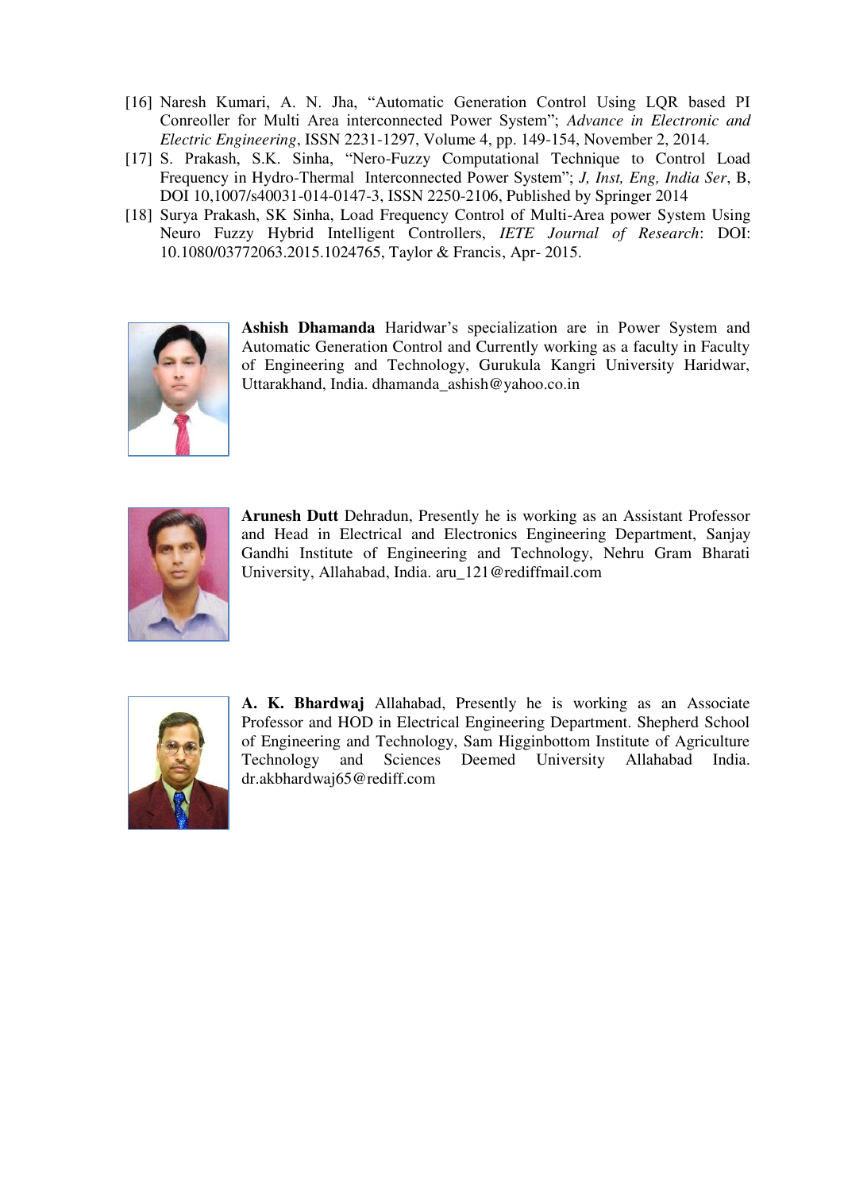[16] Naresh Kumari, A. N. Jha, "Automatic Generation Control Using LQR based PI Conreoller for Multi Area interconnected Power System"; *Advance in Electronic and Electric Engineering*, ISSN 2231-1297, Volume 4, pp. 149-154, November 2, 2014.

[17] S. Prakash, S.K. Sinha, "Nero-Fuzzy Computational Technique to Control Load Frequency in Hydro-Thermal Interconnected Power System"; *J, Inst, Eng, India Ser*, B, DOI 10,1007/s40031-014-0147-3, ISSN 2250-2106, Published by Springer 2014

[18] Surya Prakash, SK Sinha, Load Frequency Control of Multi-Area power System Using Neuro Fuzzy Hybrid Intelligent Controllers, *IETE Journal of Research*: DOI: 10.1080/03772063.2015.1024765, Taylor & Francis, Apr- 2015.

**Ashish Dhamanda** Haridwar's specialization are in Power System and Automatic Generation Control and Currently working as a faculty in Faculty of Engineering and Technology, Gurukula Kangri University Haridwar, Uttarakhand, India. dhamanda_ashish@yahoo.co.in

**Arunesh Dutt** Dehradun, Presently he is working as an Assistant Professor and Head in Electrical and Electronics Engineering Department, Sanjay Gandhi Institute of Engineering and Technology, Nehru Gram Bharati University, Allahabad, India. aru_121@rediffmail.com

**A. K. Bhardwaj** Allahabad, Presently he is working as an Associate Professor and HOD in Electrical Engineering Department. Shepherd School of Engineering and Technology, Sam Higginbottom Institute of Agriculture Technology and Sciences Deemed University Allahabad India. dr.akbhardwaj65@rediff.com